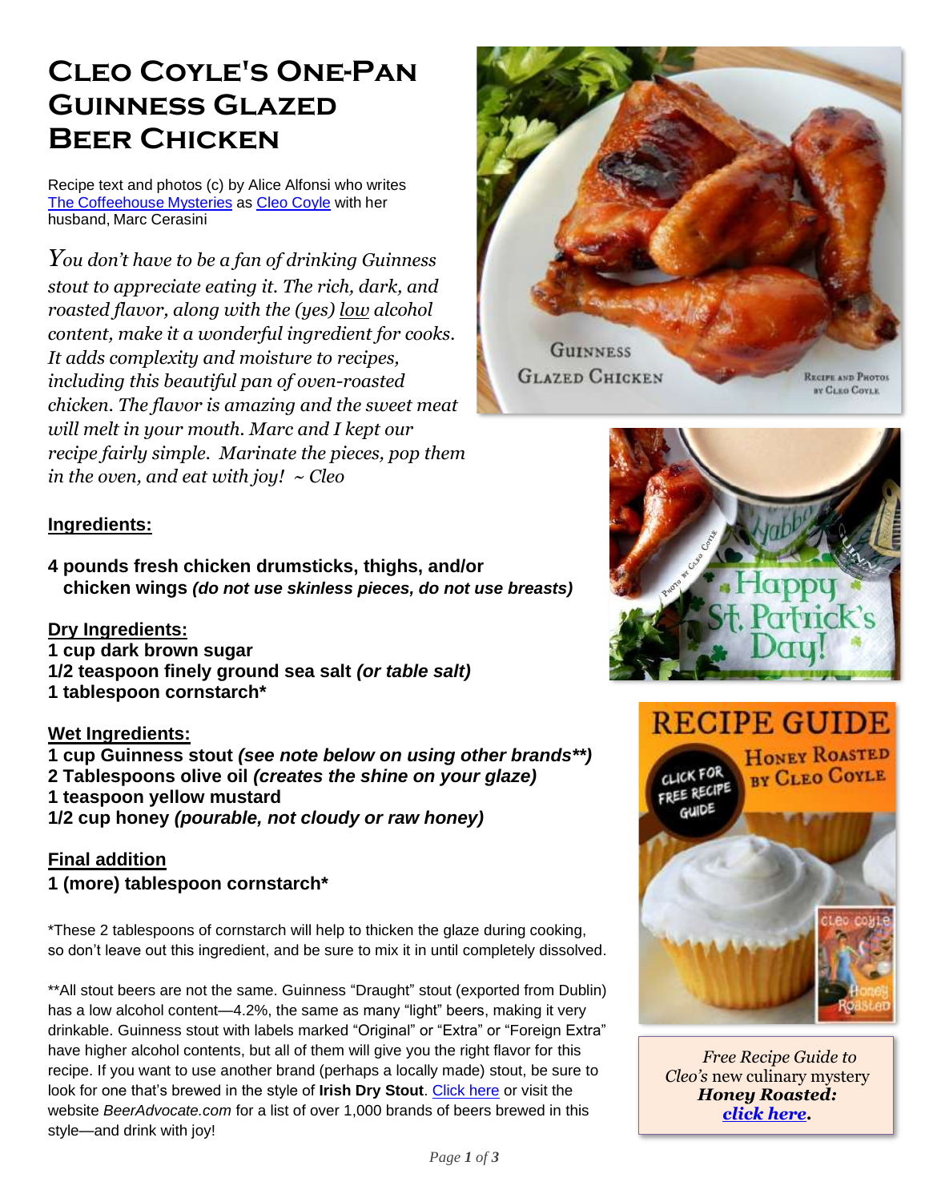# Cleo Coyle's One-Pan Guinness Glazed Beer Chicken

Recipe text and photos (c) by Alice Alfonsi who writes The Coffeehouse Mysteries as Cleo Coyle with her husband, Marc Cerasini

*You don't have to be a fan of drinking Guinness stout to appreciate eating it. The rich, dark, and roasted flavor, along with the (yes) low alcohol content, make it a wonderful ingredient for cooks. It adds complexity and moisture to recipes, including this beautiful pan of oven-roasted chicken. The flavor is amazing and the sweet meat will melt in your mouth. Marc and I kept our recipe fairly simple. Marinate the pieces, pop them in the oven, and eat with joy! ~ Cleo*

## Ingredients:

**4 pounds fresh chicken drumsticks, thighs, and/or chicken wings *(do not use skinless pieces, do not use breasts)***

**Dry Ingredients:**

**1 cup dark brown sugar**
**1/2 teaspoon finely ground sea salt *(or table salt)***
**1 tablespoon cornstarch***

**Wet Ingredients:**

**1 cup Guinness stout *(see note below on using other brands**)***
**2 Tablespoons olive oil *(creates the shine on your glaze)***
**1 teaspoon yellow mustard**
**1/2 cup honey *(pourable, not cloudy or raw honey)***

**Final addition**

**1 (more) tablespoon cornstarch***

*These 2 tablespoons of cornstarch will help to thicken the glaze during cooking, so don't leave out this ingredient, and be sure to mix it in until completely dissolved.

**All stout beers are not the same. Guinness "Draught" stout (exported from Dublin) has a low alcohol content—4.2%, the same as many "light" beers, making it very drinkable. Guinness stout with labels marked "Original" or "Extra" or "Foreign Extra" have higher alcohol contents, but all of them will give you the right flavor for this recipe. If you want to use another brand (perhaps a locally made) stout, be sure to look for one that's brewed in the style of **Irish Dry Stout**. Click here or visit the website *BeerAdvocate.com* for a list of over 1,000 brands of beers brewed in this style—and drink with joy!

*Free Recipe Guide to Cleo's* new culinary mystery ***Honey Roasted:*** ***click here*.**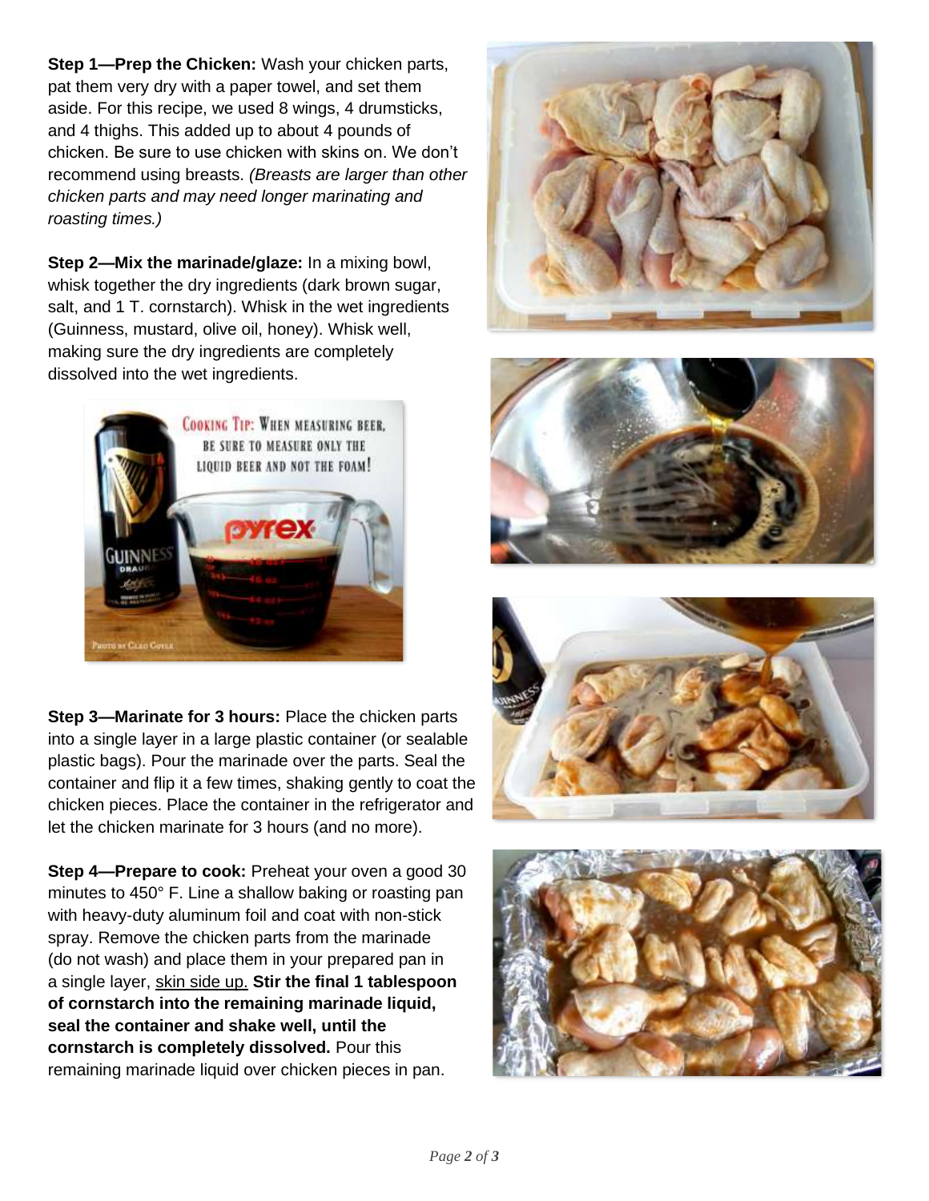**Step 1—Prep the Chicken:** Wash your chicken parts, pat them very dry with a paper towel, and set them aside. For this recipe, we used 8 wings, 4 drumsticks, and 4 thighs. This added up to about 4 pounds of chicken. Be sure to use chicken with skins on. We don't recommend using breasts. *(Breasts are larger than other chicken parts and may need longer marinating and roasting times.)*

**Step 2—Mix the marinade/glaze:** In a mixing bowl, whisk together the dry ingredients (dark brown sugar, salt, and 1 T. cornstarch). Whisk in the wet ingredients (Guinness, mustard, olive oil, honey). Whisk well, making sure the dry ingredients are completely dissolved into the wet ingredients.

**Step 3—Marinate for 3 hours:** Place the chicken parts into a single layer in a large plastic container (or sealable plastic bags). Pour the marinade over the parts. Seal the container and flip it a few times, shaking gently to coat the chicken pieces. Place the container in the refrigerator and let the chicken marinate for 3 hours (and no more).

**Step 4—Prepare to cook:** Preheat your oven a good 30 minutes to 450° F. Line a shallow baking or roasting pan with heavy-duty aluminum foil and coat with non-stick spray. Remove the chicken parts from the marinade (do not wash) and place them in your prepared pan in a single layer, <u>skin side up.</u> **Stir the final 1 tablespoon of cornstarch into the remaining marinade liquid, seal the container and shake well, until the cornstarch is completely dissolved.** Pour this remaining marinade liquid over chicken pieces in pan.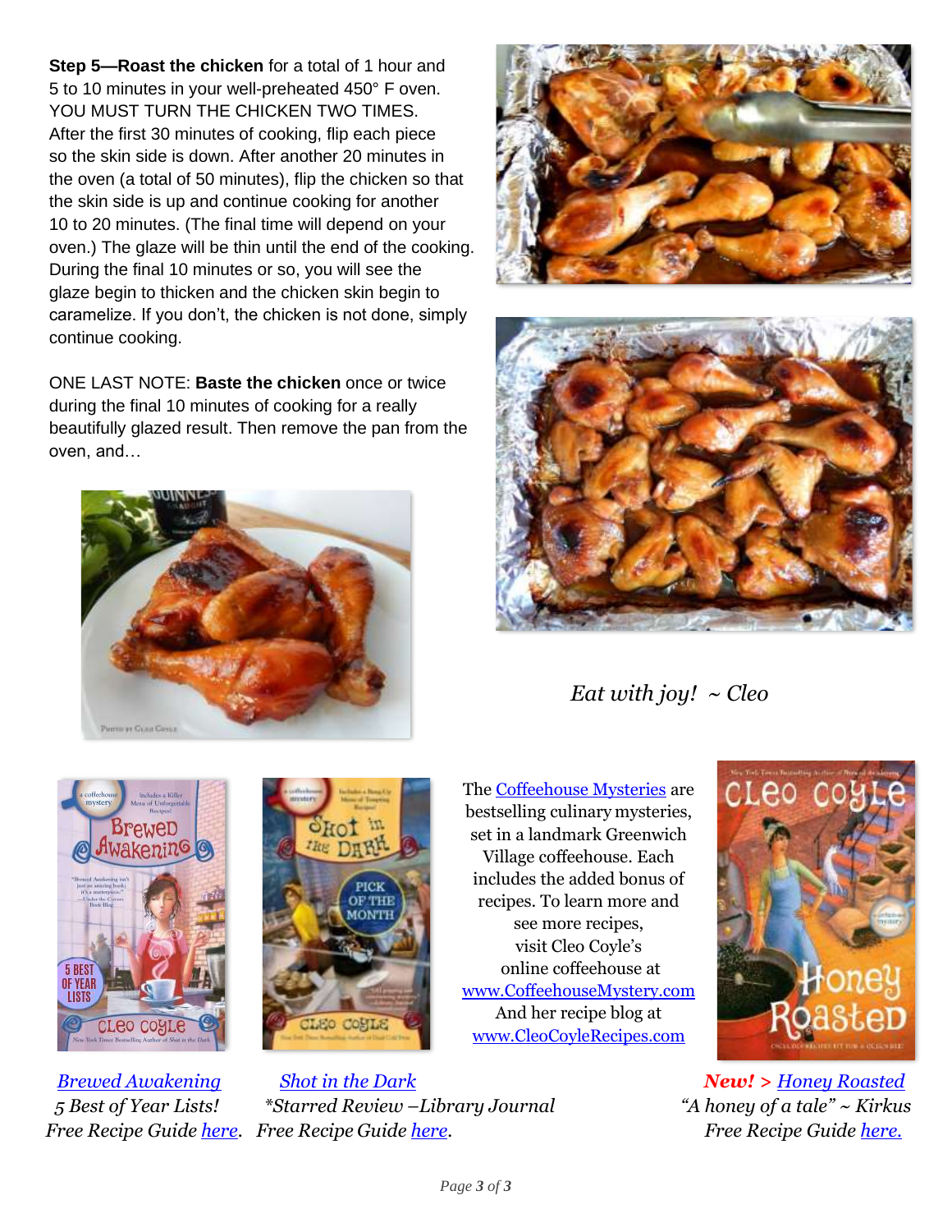**Step 5—Roast the chicken** for a total of 1 hour and 5 to 10 minutes in your well-preheated 450° F oven. YOU MUST TURN THE CHICKEN TWO TIMES. After the first 30 minutes of cooking, flip each piece so the skin side is down. After another 20 minutes in the oven (a total of 50 minutes), flip the chicken so that the skin side is up and continue cooking for another 10 to 20 minutes. (The final time will depend on your oven.) The glaze will be thin until the end of the cooking. During the final 10 minutes or so, you will see the glaze begin to thicken and the chicken skin begin to caramelize. If you don't, the chicken is not done, simply continue cooking.

ONE LAST NOTE: **Baste the chicken** once or twice during the final 10 minutes of cooking for a really beautifully glazed result. Then remove the pan from the oven, and…

*Eat with joy! ~ Cleo*

The Coffeehouse Mysteries are bestselling culinary mysteries, set in a landmark Greenwich Village coffeehouse. Each includes the added bonus of recipes. To learn more and see more recipes, visit Cleo Coyle's online coffeehouse at www.CoffeehouseMystery.com And her recipe blog at www.CleoCoyleRecipes.com

*Brewed Awakening*
*5 Best of Year Lists!*
*Free Recipe Guide here.*

*Shot in the Dark*
*\*Starred Review –Library Journal*
*Free Recipe Guide here.*

***New!*** *> Honey Roasted*
*"A honey of a tale" ~ Kirkus*
*Free Recipe Guide here.*